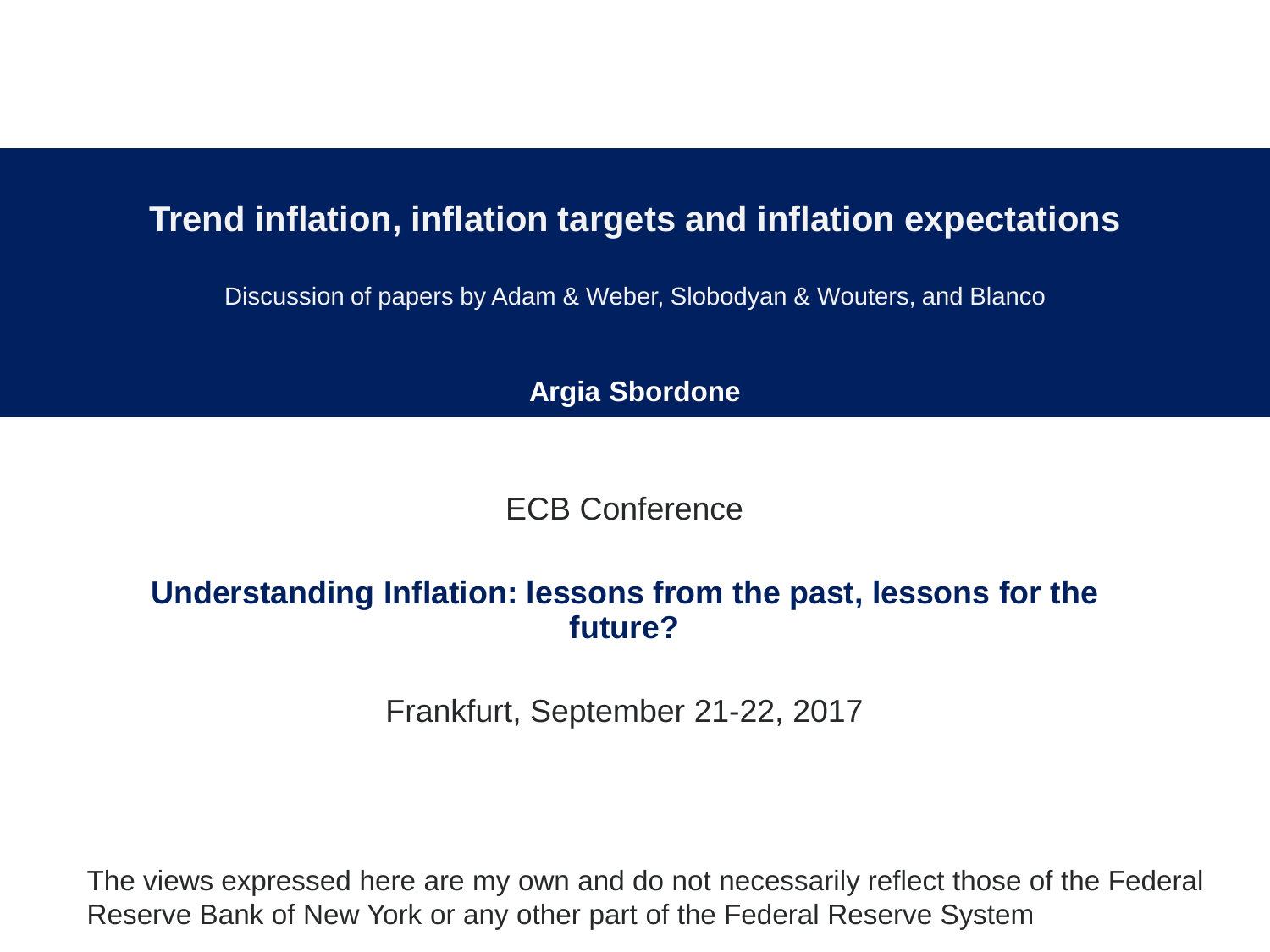# Trend inflation, inflation targets and inflation expectations

Discussion of papers by Adam & Weber, Slobodyan & Wouters, and Blanco

**Argia Sbordone**

ECB Conference

**Understanding Inflation: lessons from the past, lessons for the future?**

Frankfurt, September 21-22, 2017

The views expressed here are my own and do not necessarily reflect those of the Federal Reserve Bank of New York or any other part of the Federal Reserve System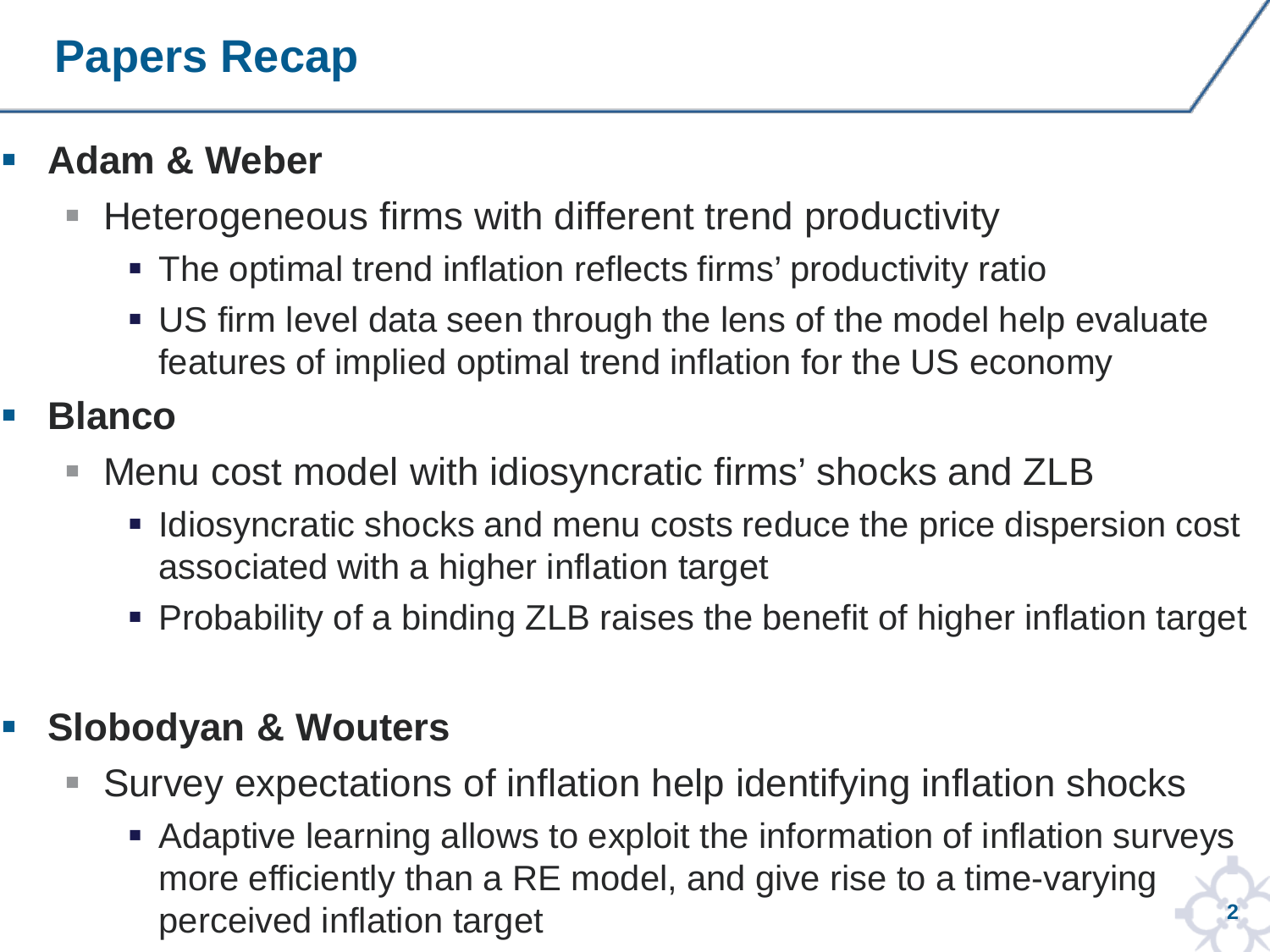# Papers Recap

- **Adam & Weber**
  - Heterogeneous firms with different trend productivity
    - The optimal trend inflation reflects firms' productivity ratio
    - US firm level data seen through the lens of the model help evaluate features of implied optimal trend inflation for the US economy
- **Blanco**
  - Menu cost model with idiosyncratic firms' shocks and ZLB
    - Idiosyncratic shocks and menu costs reduce the price dispersion cost associated with a higher inflation target
    - Probability of a binding ZLB raises the benefit of higher inflation target
- **Slobodyan & Wouters**
  - Survey expectations of inflation help identifying inflation shocks
    - Adaptive learning allows to exploit the information of inflation surveys more efficiently than a RE model, and give rise to a time-varying perceived inflation target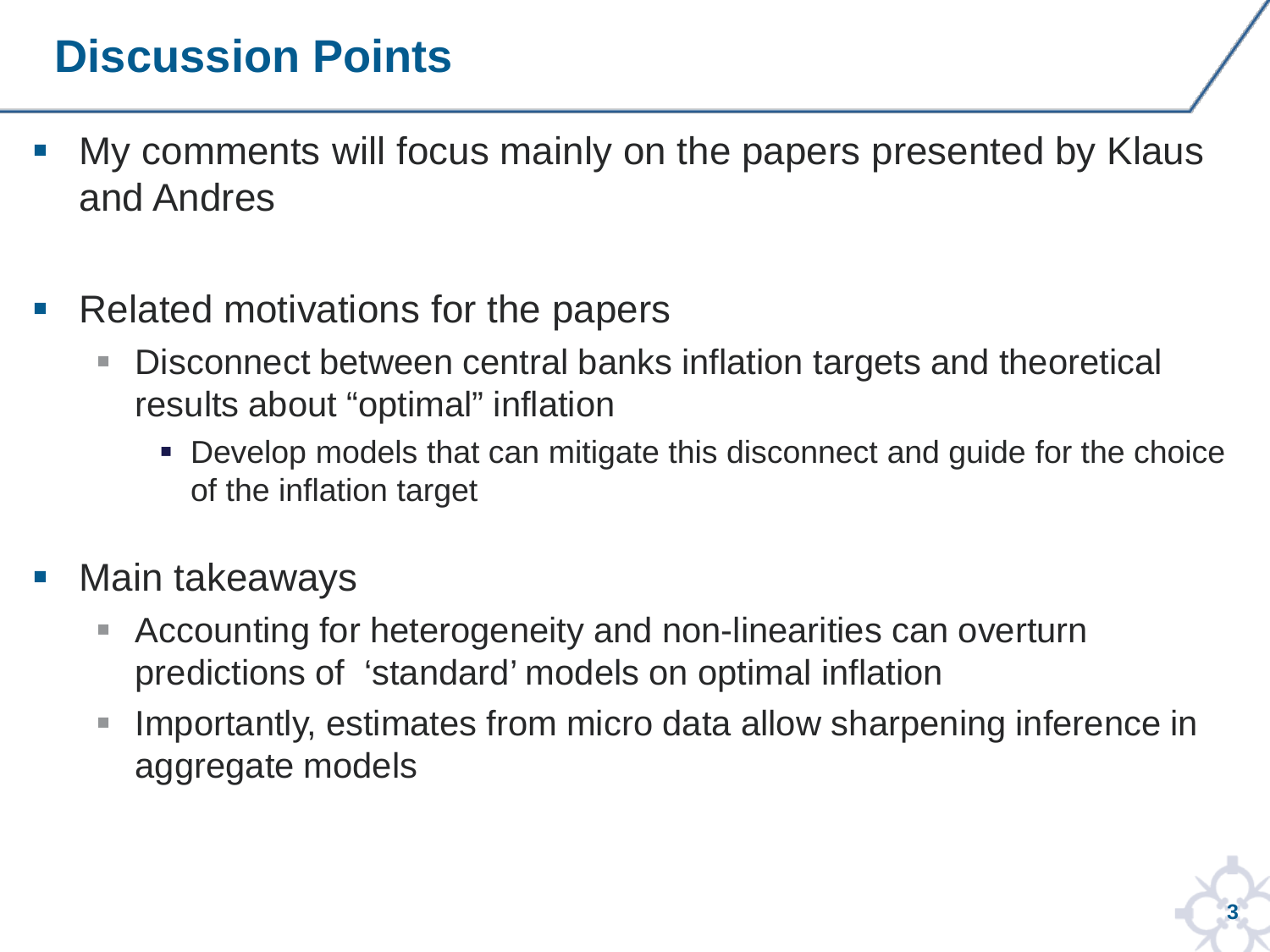# Discussion Points

- My comments will focus mainly on the papers presented by Klaus and Andres

- Related motivations for the papers
  - Disconnect between central banks inflation targets and theoretical results about “optimal” inflation
    - Develop models that can mitigate this disconnect and guide for the choice of the inflation target

- Main takeaways
  - Accounting for heterogeneity and non-linearities can overturn predictions of ‘standard’ models on optimal inflation
  - Importantly, estimates from micro data allow sharpening inference in aggregate models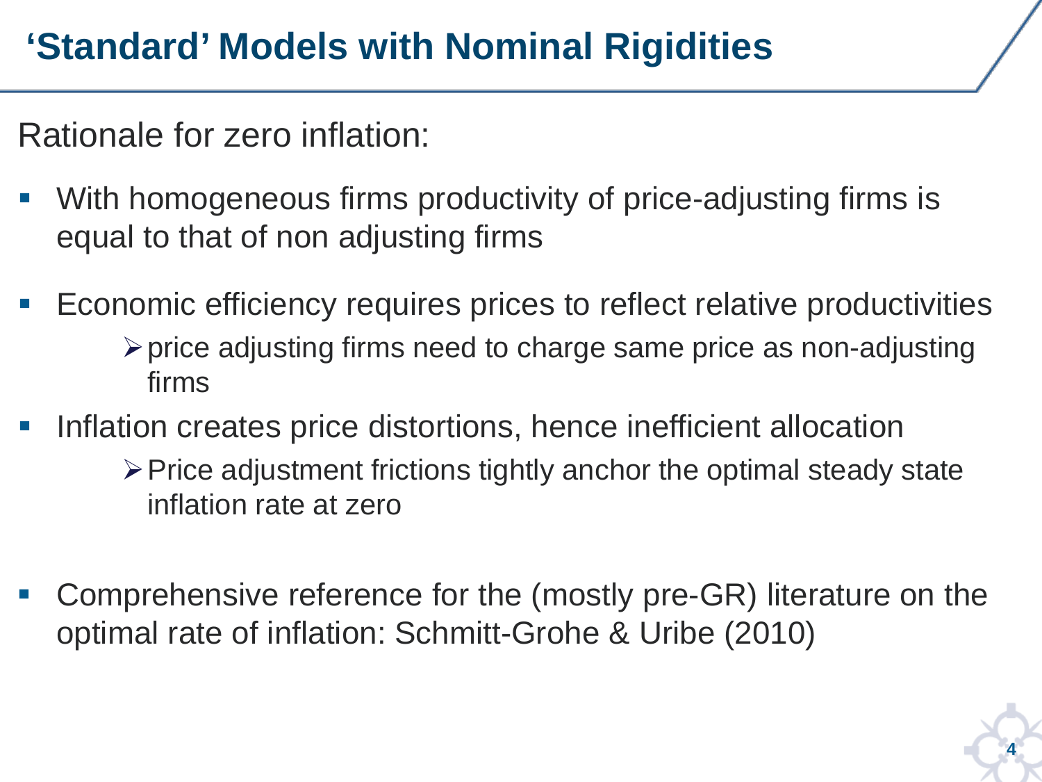# ‘Standard’ Models with Nominal Rigidities

Rationale for zero inflation:

- With homogeneous firms productivity of price-adjusting firms is equal to that of non adjusting firms
- Economic efficiency requires prices to reflect relative productivities
  - price adjusting firms need to charge same price as non-adjusting firms
- Inflation creates price distortions, hence inefficient allocation
  - Price adjustment frictions tightly anchor the optimal steady state inflation rate at zero

- Comprehensive reference for the (mostly pre-GR) literature on the optimal rate of inflation: Schmitt-Grohe & Uribe (2010)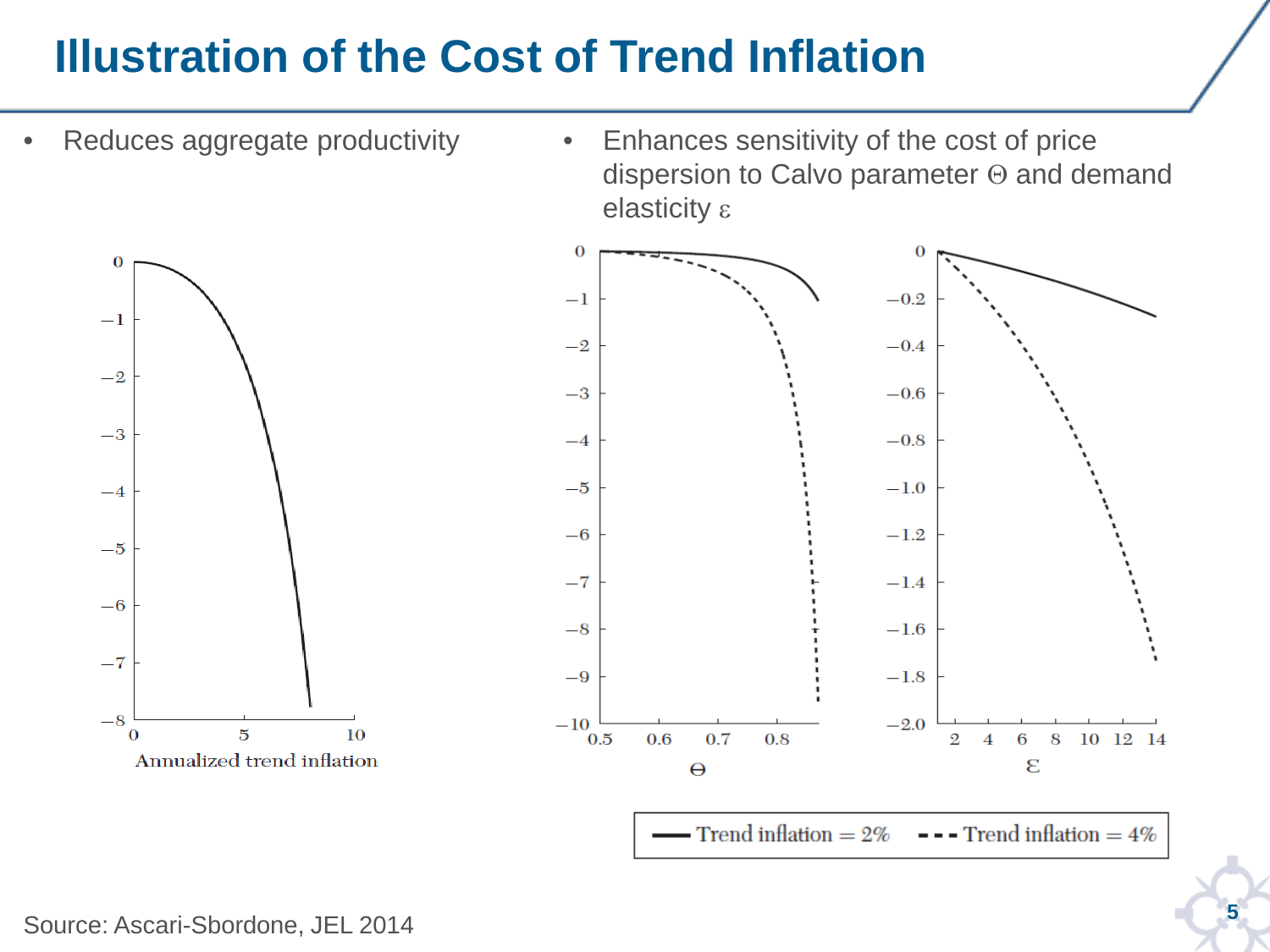# Illustration of the Cost of Trend Inflation

- Reduces aggregate productivity
- Enhances sensitivity of the cost of price dispersion to Calvo parameter $\Theta$ and demand elasticity $\varepsilon$

Annualized trend inflation

$\Theta$

$\varepsilon$

—— Trend inflation = 2%  - - - Trend inflation = 4%

Source: Ascari-Sbordone, JEL 2014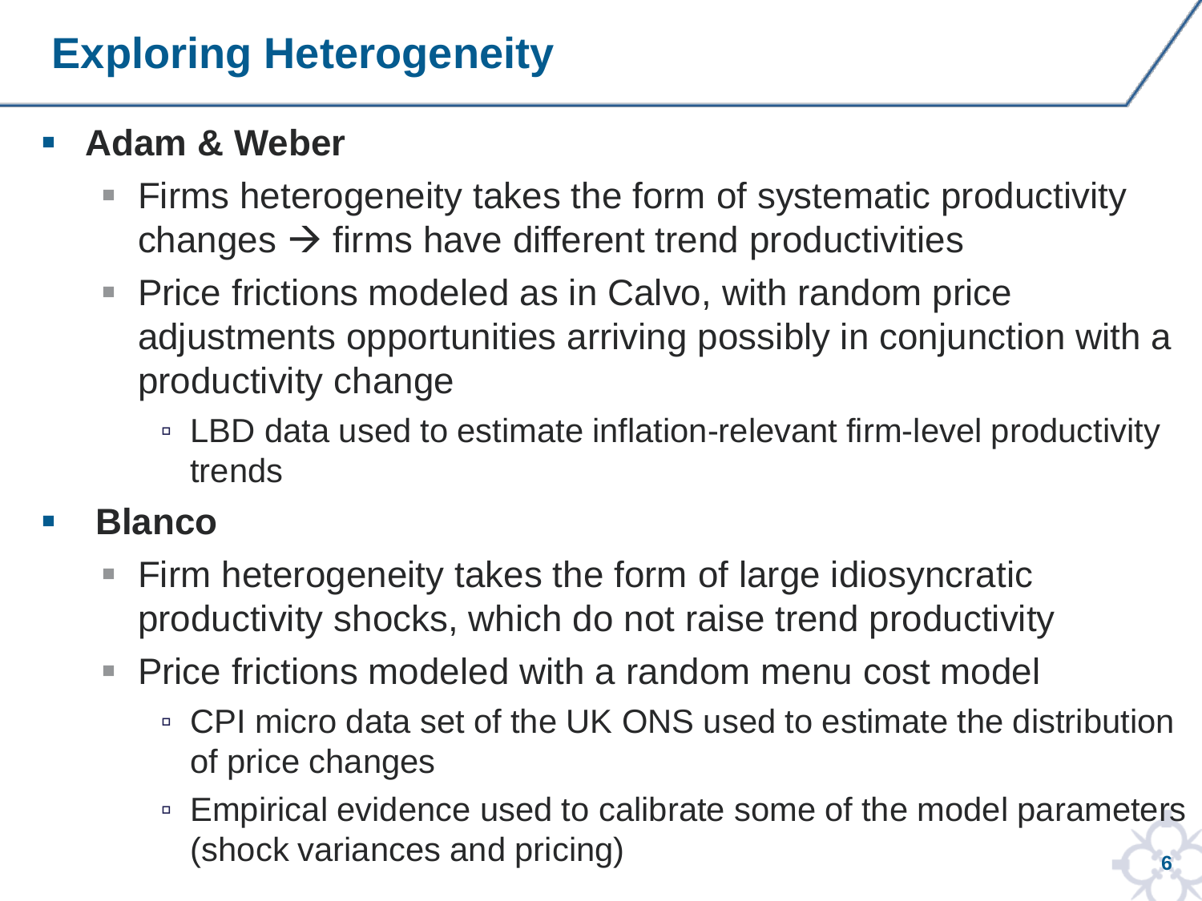# Exploring Heterogeneity

- **Adam & Weber**
  - Firms heterogeneity takes the form of systematic productivity changes → firms have different trend productivities
  - Price frictions modeled as in Calvo, with random price adjustments opportunities arriving possibly in conjunction with a productivity change
    - LBD data used to estimate inflation-relevant firm-level productivity trends
- **Blanco**
  - Firm heterogeneity takes the form of large idiosyncratic productivity shocks, which do not raise trend productivity
  - Price frictions modeled with a random menu cost model
    - CPI micro data set of the UK ONS used to estimate the distribution of price changes
    - Empirical evidence used to calibrate some of the model parameters (shock variances and pricing)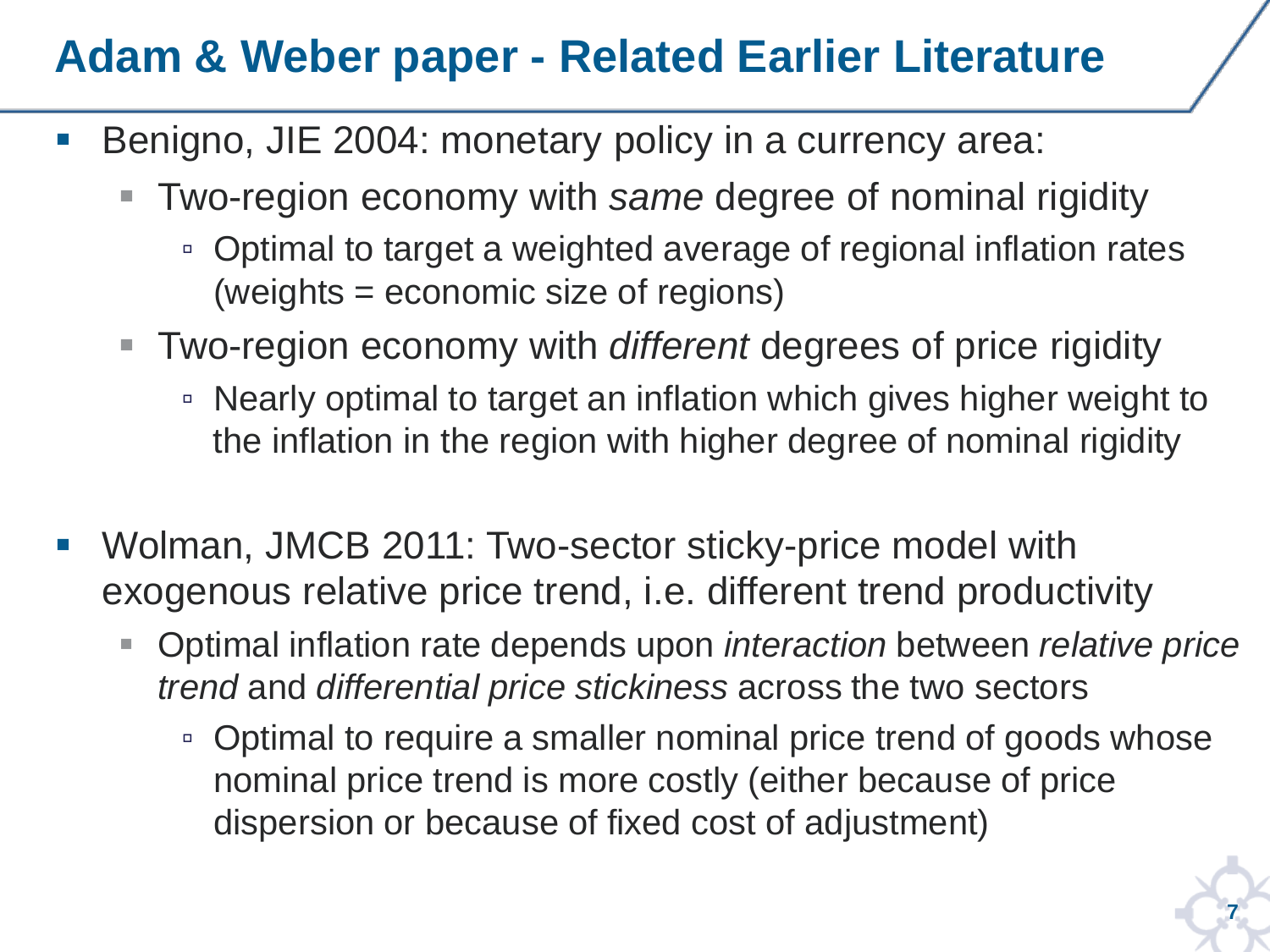# Adam & Weber paper - Related Earlier Literature

- Benigno, JIE 2004: monetary policy in a currency area:
  - Two-region economy with *same* degree of nominal rigidity
    - Optimal to target a weighted average of regional inflation rates (weights = economic size of regions)
  - Two-region economy with *different* degrees of price rigidity
    - Nearly optimal to target an inflation which gives higher weight to the inflation in the region with higher degree of nominal rigidity

- Wolman, JMCB 2011: Two-sector sticky-price model with exogenous relative price trend, i.e. different trend productivity
  - Optimal inflation rate depends upon *interaction* between *relative price trend* and *differential price stickiness* across the two sectors
    - Optimal to require a smaller nominal price trend of goods whose nominal price trend is more costly (either because of price dispersion or because of fixed cost of adjustment)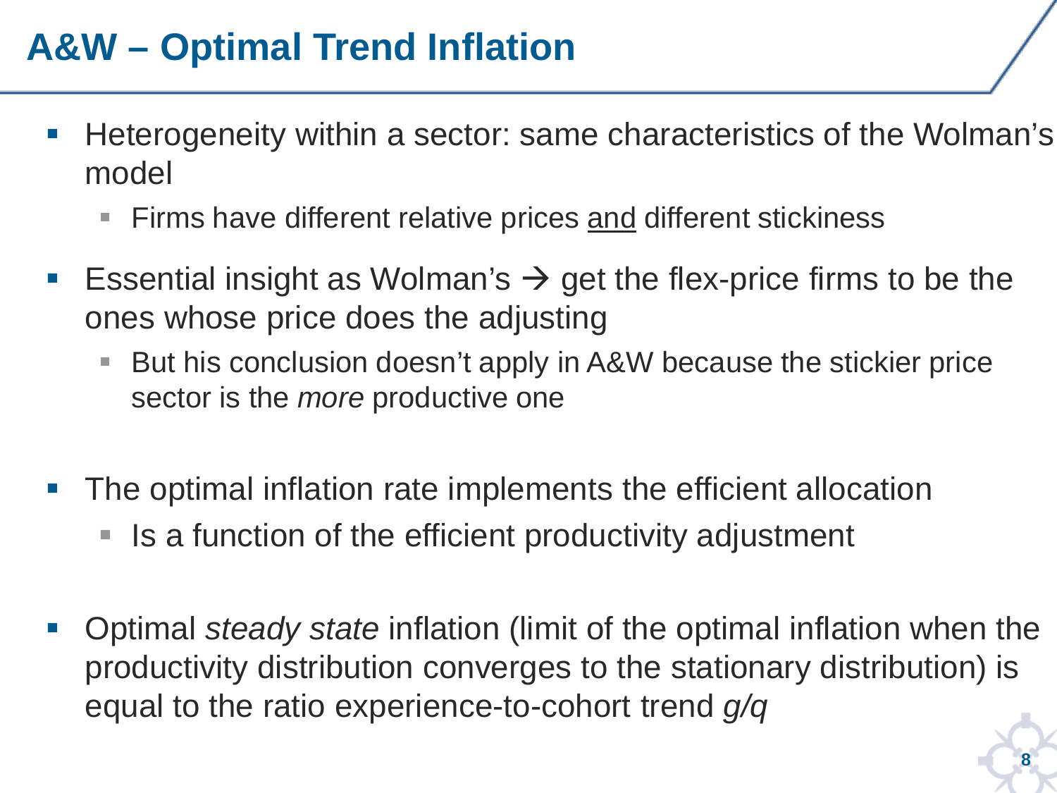# A&W – Optimal Trend Inflation

- Heterogeneity within a sector: same characteristics of the Wolman's model
  - Firms have different relative prices <u>and</u> different stickiness
- Essential insight as Wolman's → get the flex-price firms to be the ones whose price does the adjusting
  - But his conclusion doesn't apply in A&W because the stickier price sector is the *more* productive one
- The optimal inflation rate implements the efficient allocation
  - Is a function of the efficient productivity adjustment
- Optimal *steady state* inflation (limit of the optimal inflation when the productivity distribution converges to the stationary distribution) is equal to the ratio experience-to-cohort trend $g/q$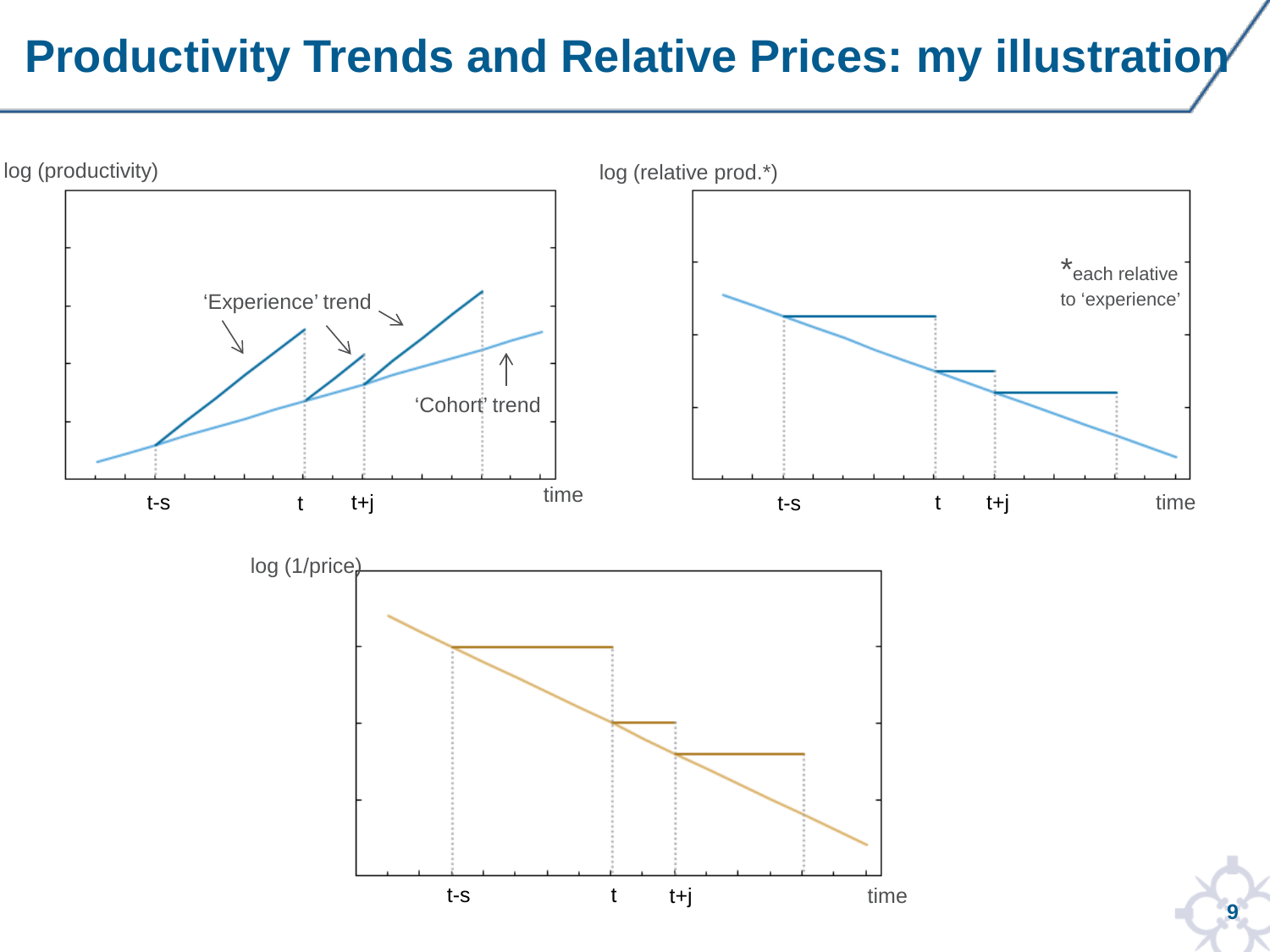# Productivity Trends and Relative Prices: my illustration

log (productivity)

‘Experience’ trend

‘Cohort’ trend

t-s t t+j time

log (relative prod.*)

*each relative to ‘experience’

t-s t t+j time

log (1/price)

t-s t t+j time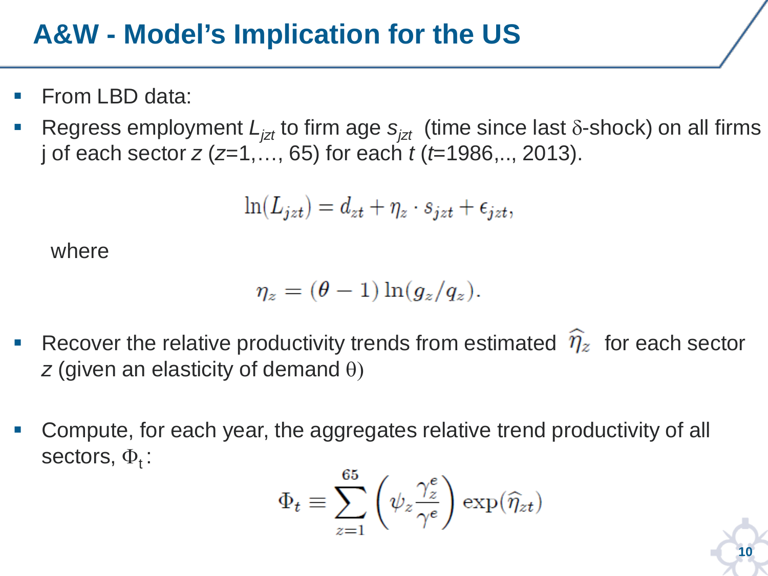# A&W - Model's Implication for the US

- From LBD data:
- Regress employment $L_{jzt}$ to firm age $s_{jzt}$ (time since last $\delta$-shock) on all firms j of each sector $z$ ($z$=1,…, 65) for each $t$ ($t$=1986,.., 2013).

$$\ln(L_{jzt}) = d_{zt} + \eta_z \cdot s_{jzt} + \epsilon_{jzt},$$

where

$$\eta_z = (\theta - 1)\ln(g_z/q_z).$$

- Recover the relative productivity trends from estimated $\widehat{\eta}_z$ for each sector $z$ (given an elasticity of demand $\theta$)

- Compute, for each year, the aggregates relative trend productivity of all sectors, $\Phi_t$:

$$\Phi_t \equiv \sum_{z=1}^{65} \left( \psi_z \frac{\gamma_z^e}{\gamma^e} \right) \exp(\widehat{\eta}_{zt})$$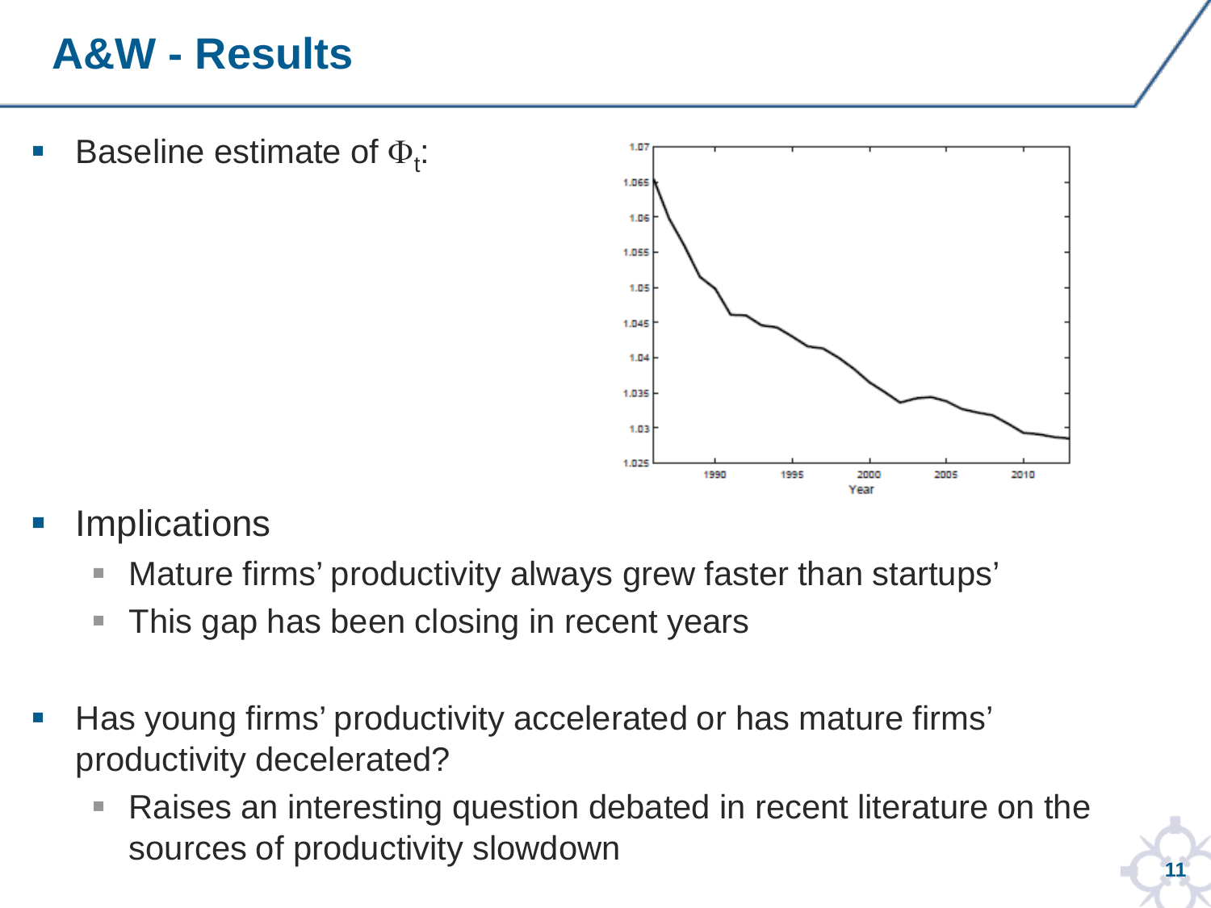# A&W - Results

- Baseline estimate of $\Phi_t$:

- Implications
  - Mature firms' productivity always grew faster than startups'
  - This gap has been closing in recent years

- Has young firms' productivity accelerated or has mature firms' productivity decelerated?
  - Raises an interesting question debated in recent literature on the sources of productivity slowdown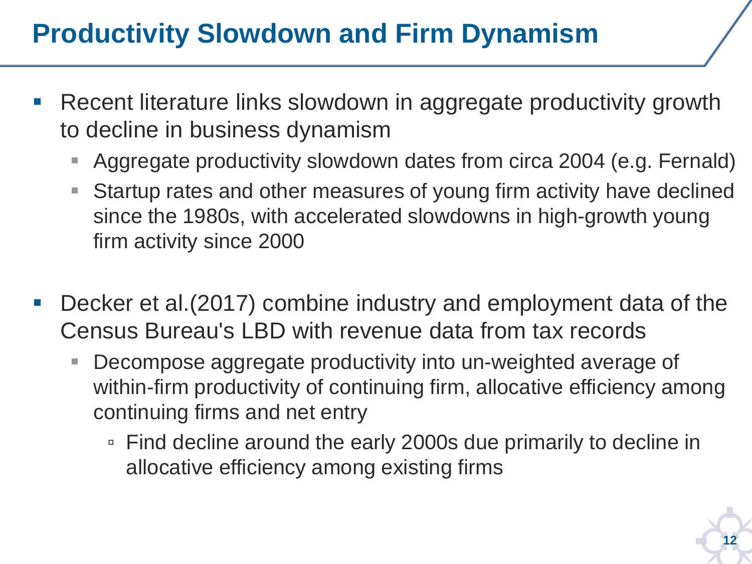# Productivity Slowdown and Firm Dynamism

- Recent literature links slowdown in aggregate productivity growth to decline in business dynamism
  - Aggregate productivity slowdown dates from circa 2004 (e.g. Fernald)
  - Startup rates and other measures of young firm activity have declined since the 1980s, with accelerated slowdowns in high-growth young firm activity since 2000

- Decker et al.(2017) combine industry and employment data of the Census Bureau's LBD with revenue data from tax records
  - Decompose aggregate productivity into un-weighted average of within-firm productivity of continuing firm, allocative efficiency among continuing firms and net entry
    - Find decline around the early 2000s due primarily to decline in allocative efficiency among existing firms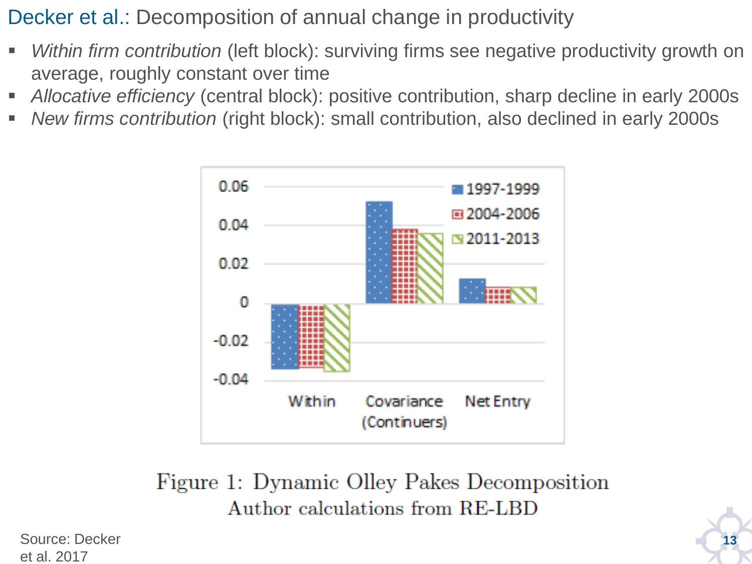# Decker et al.: Decomposition of annual change in productivity

- *Within firm contribution* (left block): surviving firms see negative productivity growth on average, roughly constant over time
- *Allocative efficiency* (central block): positive contribution, sharp decline in early 2000s
- *New firms contribution* (right block): small contribution, also declined in early 2000s

Figure 1: Dynamic Olley Pakes Decomposition
Author calculations from RE-LBD

Source: Decker et al. 2017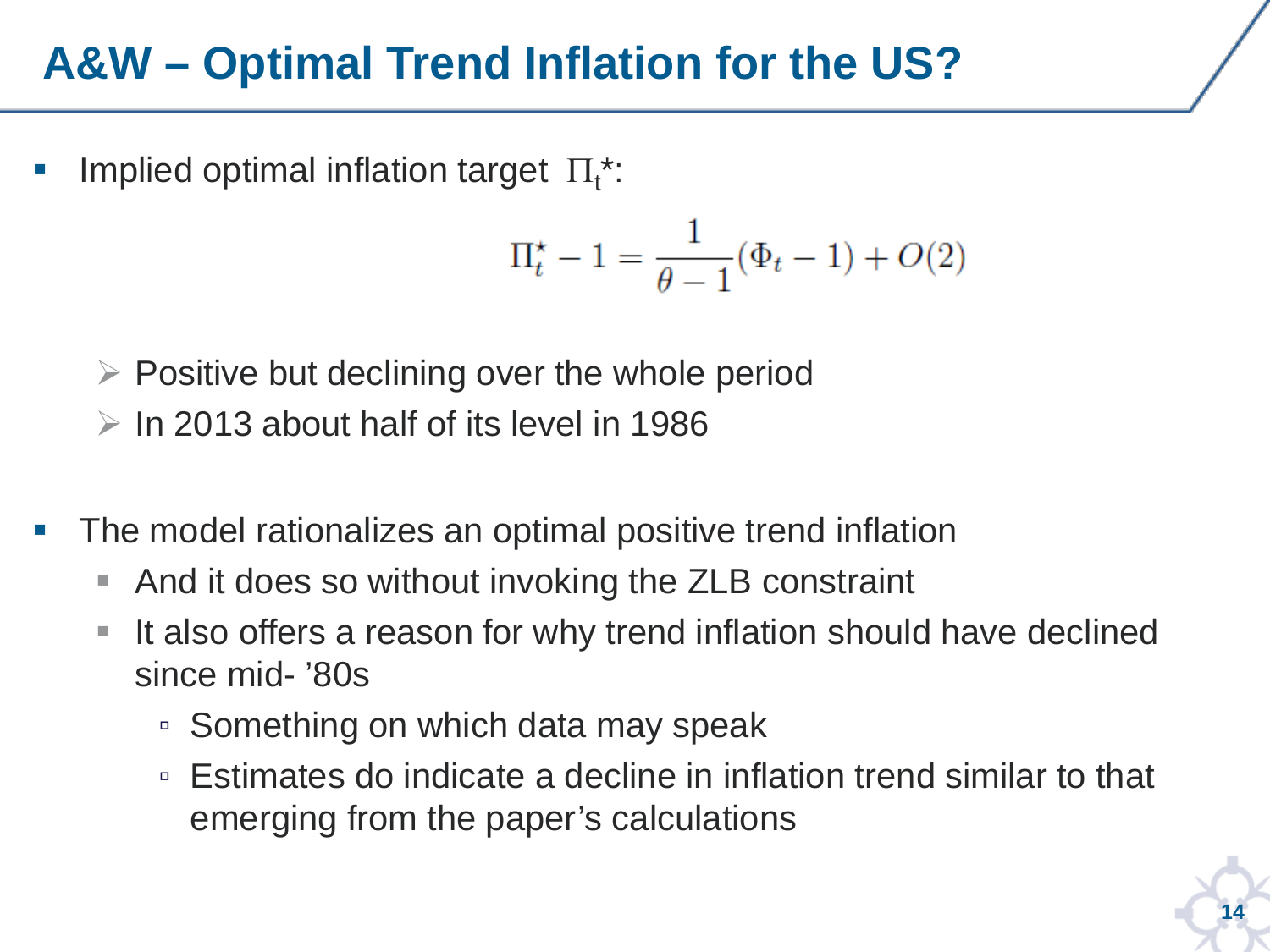# A&W – Optimal Trend Inflation for the US?

- Implied optimal inflation target $\Pi_t$*:

$$\Pi_t^\star - 1 = \frac{1}{\theta - 1}(\Phi_t - 1) + O(2)$$

  - Positive but declining over the whole period
  - In 2013 about half of its level in 1986

- The model rationalizes an optimal positive trend inflation
  - And it does so without invoking the ZLB constraint
  - It also offers a reason for why trend inflation should have declined since mid- ’80s
    - Something on which data may speak
    - Estimates do indicate a decline in inflation trend similar to that emerging from the paper’s calculations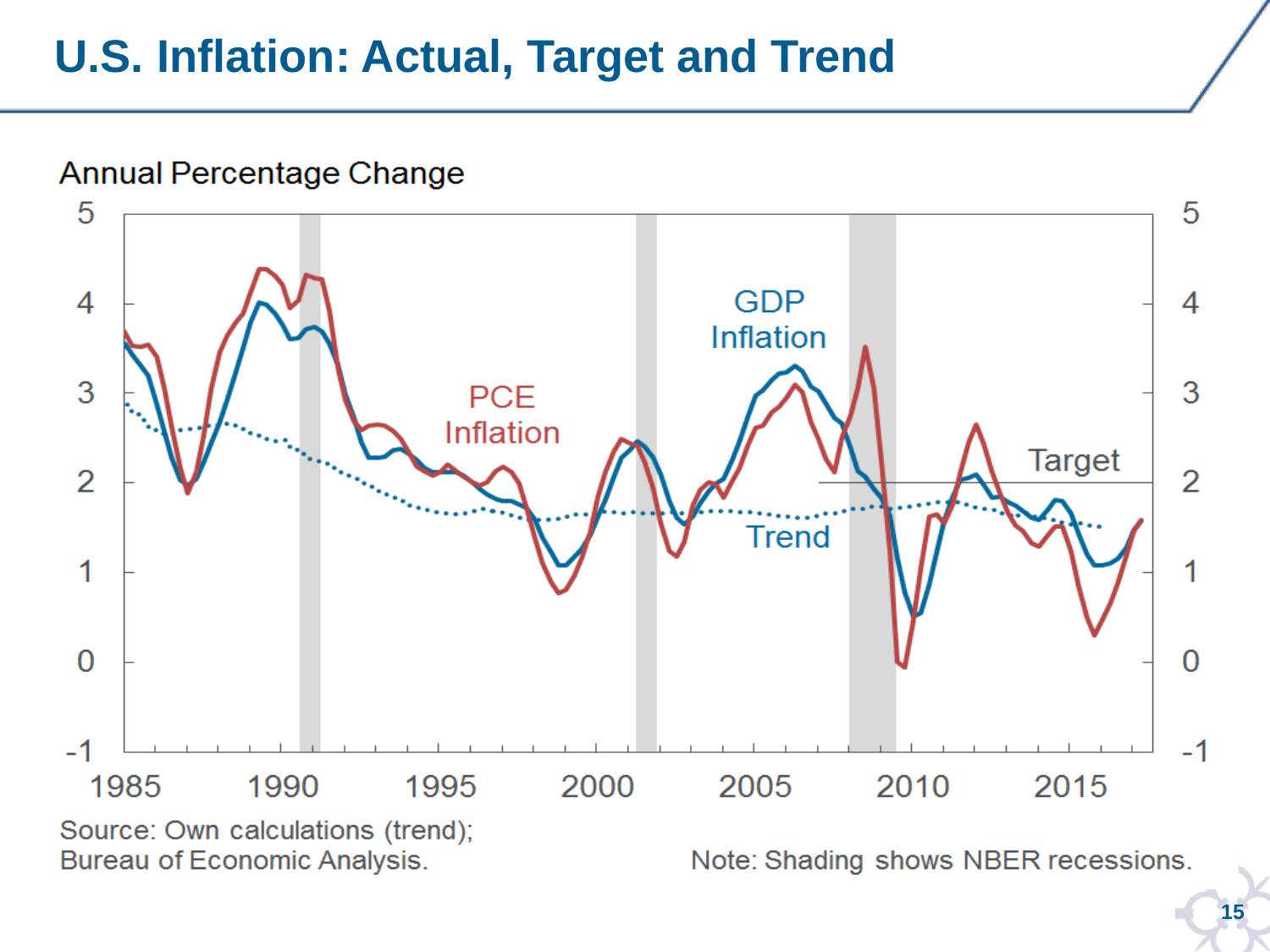# U.S. Inflation: Actual, Target and Trend

Annual Percentage Change

Source: Own calculations (trend); Bureau of Economic Analysis.

Note: Shading shows NBER recessions.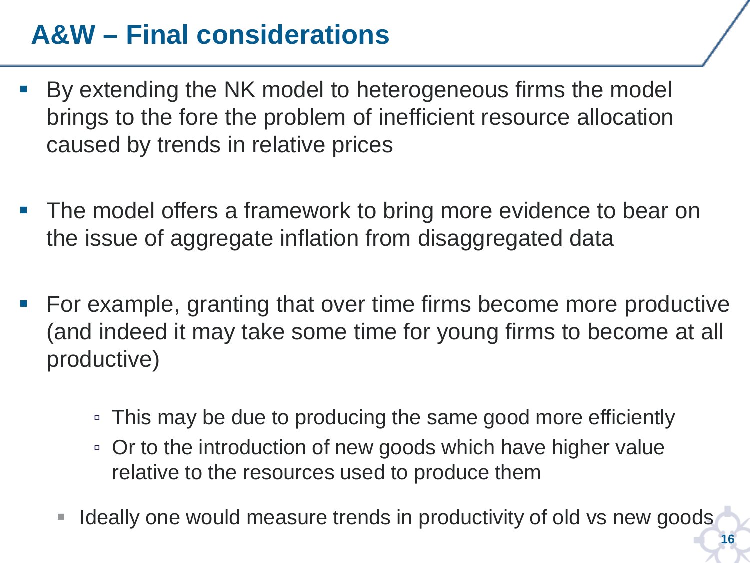# A&W – Final considerations

- By extending the NK model to heterogeneous firms the model brings to the fore the problem of inefficient resource allocation caused by trends in relative prices

- The model offers a framework to bring more evidence to bear on the issue of aggregate inflation from disaggregated data

- For example, granting that over time firms become more productive (and indeed it may take some time for young firms to become at all productive)
    - This may be due to producing the same good more efficiently
    - Or to the introduction of new goods which have higher value relative to the resources used to produce them

  - Ideally one would measure trends in productivity of old vs new goods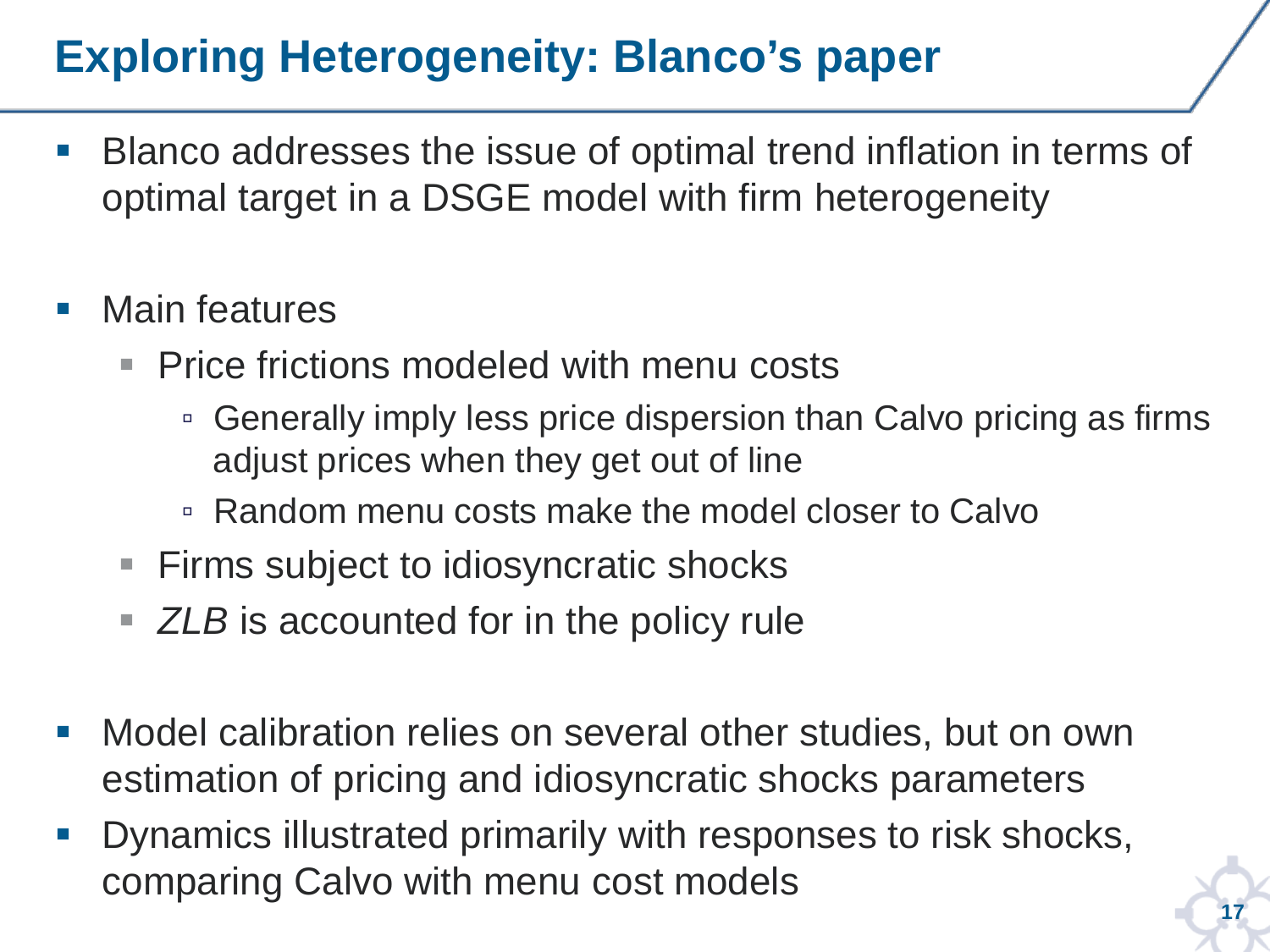# Exploring Heterogeneity: Blanco's paper

- Blanco addresses the issue of optimal trend inflation in terms of optimal target in a DSGE model with firm heterogeneity

- Main features
  - Price frictions modeled with menu costs
    - Generally imply less price dispersion than Calvo pricing as firms adjust prices when they get out of line
    - Random menu costs make the model closer to Calvo
  - Firms subject to idiosyncratic shocks
  - *ZLB* is accounted for in the policy rule

- Model calibration relies on several other studies, but on own estimation of pricing and idiosyncratic shocks parameters
- Dynamics illustrated primarily with responses to risk shocks, comparing Calvo with menu cost models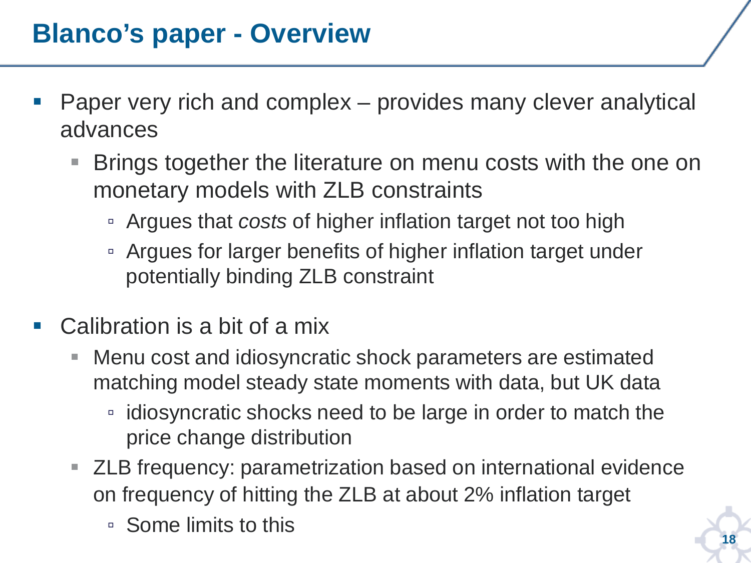# Blanco's paper - Overview

- Paper very rich and complex – provides many clever analytical advances
  - Brings together the literature on menu costs with the one on monetary models with ZLB constraints
    - Argues that *costs* of higher inflation target not too high
    - Argues for larger benefits of higher inflation target under potentially binding ZLB constraint

- Calibration is a bit of a mix
  - Menu cost and idiosyncratic shock parameters are estimated matching model steady state moments with data, but UK data
    - idiosyncratic shocks need to be large in order to match the price change distribution
  - ZLB frequency: parametrization based on international evidence on frequency of hitting the ZLB at about 2% inflation target
    - Some limits to this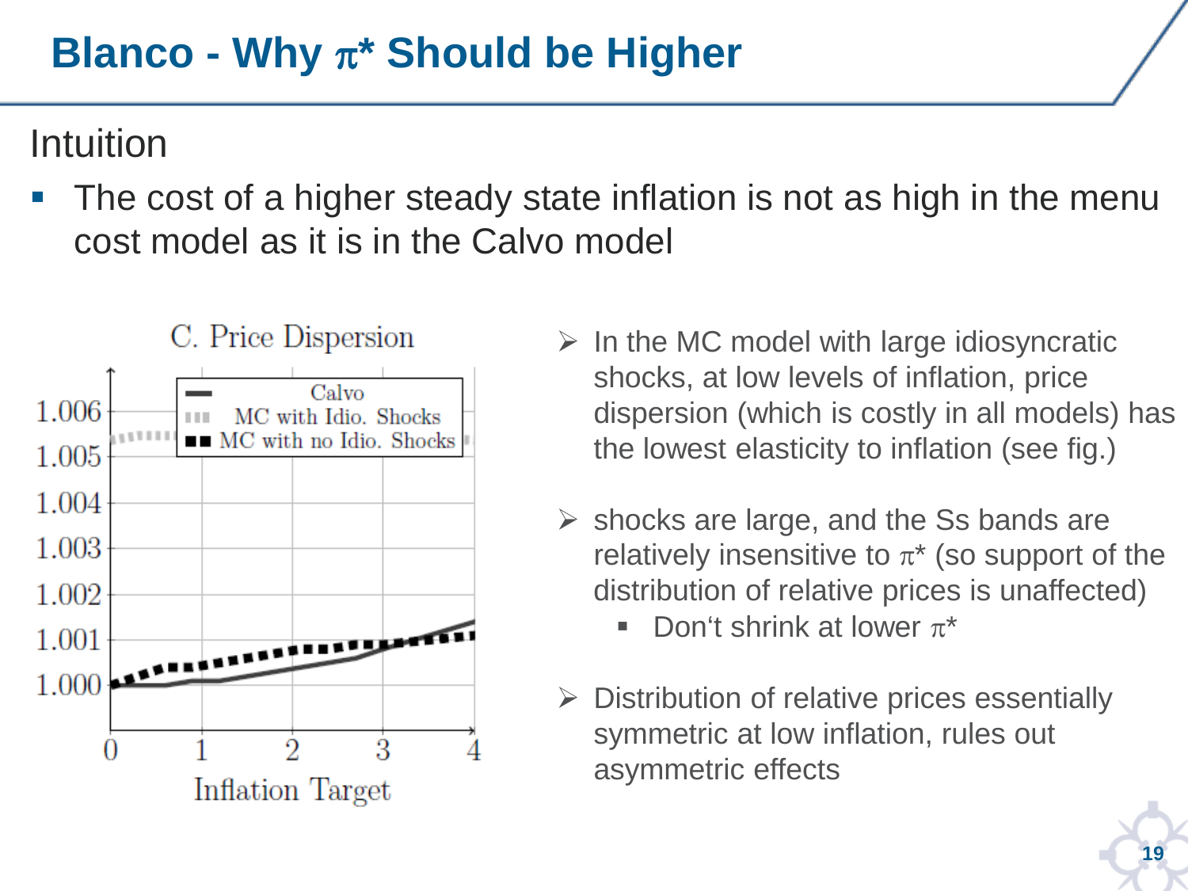# Blanco - Why $\pi^*$ Should be Higher

## Intuition

- The cost of a higher steady state inflation is not as high in the menu cost model as it is in the Calvo model

C. Price Dispersion

- In the MC model with large idiosyncratic shocks, at low levels of inflation, price dispersion (which is costly in all models) has the lowest elasticity to inflation (see fig.)
- shocks are large, and the Ss bands are relatively insensitive to $\pi^*$ (so support of the distribution of relative prices is unaffected)
  - Don't shrink at lower $\pi^*$
- Distribution of relative prices essentially symmetric at low inflation, rules out asymmetric effects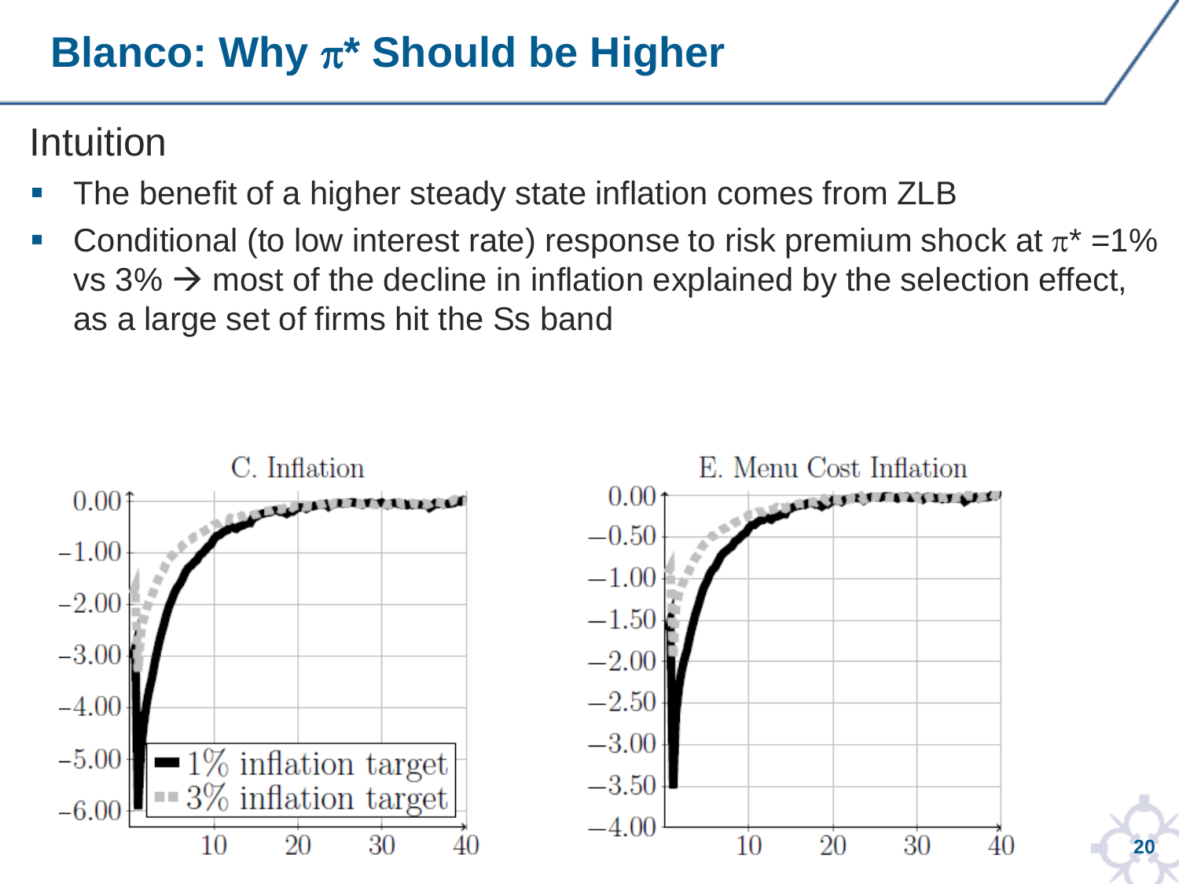# Blanco: Why $\pi^*$ Should be Higher

## Intuition

- The benefit of a higher steady state inflation comes from ZLB
- Conditional (to low interest rate) response to risk premium shock at $\pi^* = 1\%$ vs 3% → most of the decline in inflation explained by the selection effect, as a large set of firms hit the Ss band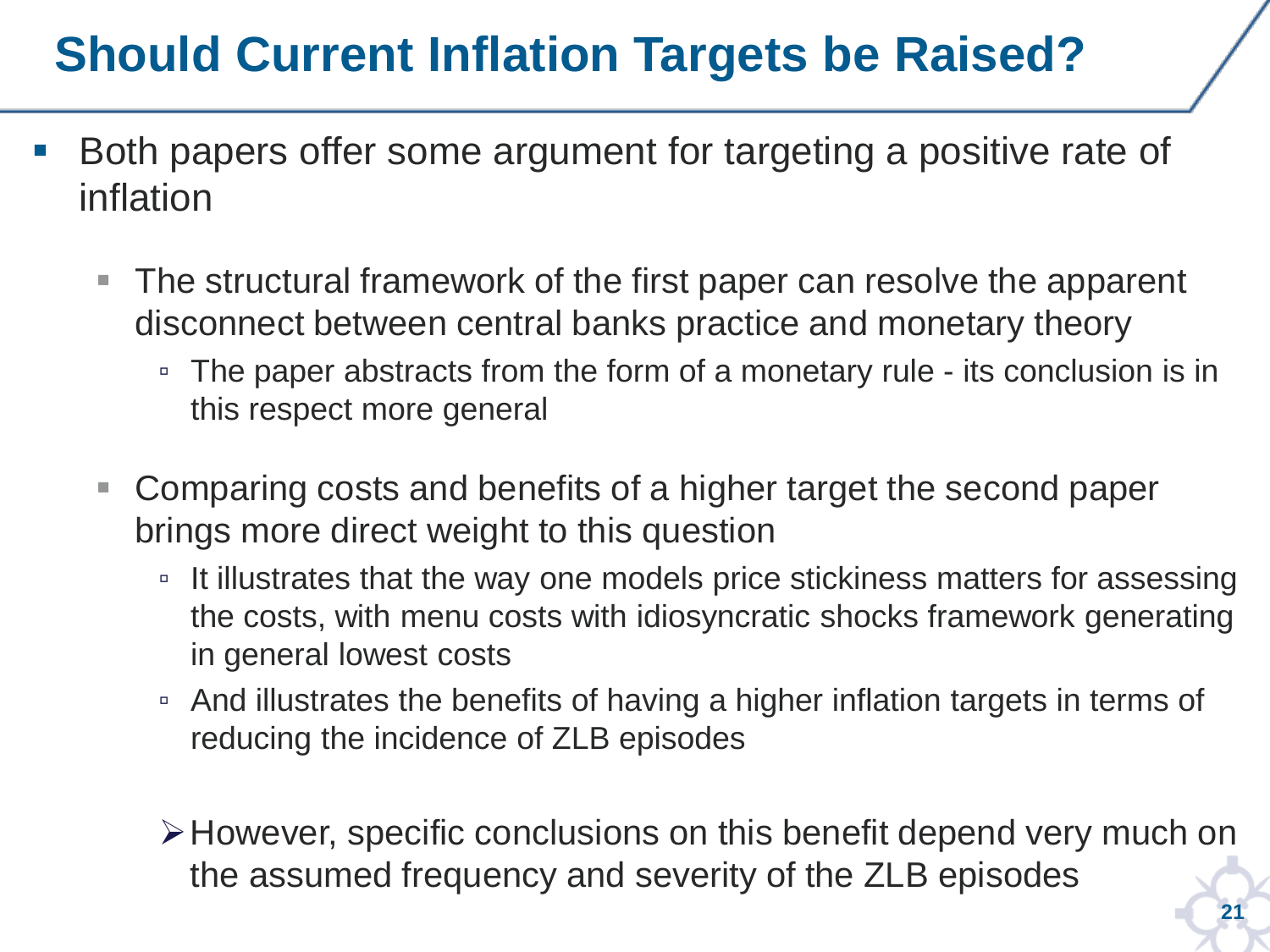# Should Current Inflation Targets be Raised?

- Both papers offer some argument for targeting a positive rate of inflation
  - The structural framework of the first paper can resolve the apparent disconnect between central banks practice and monetary theory
    - The paper abstracts from the form of a monetary rule - its conclusion is in this respect more general
  - Comparing costs and benefits of a higher target the second paper brings more direct weight to this question
    - It illustrates that the way one models price stickiness matters for assessing the costs, with menu costs with idiosyncratic shocks framework generating in general lowest costs
    - And illustrates the benefits of having a higher inflation targets in terms of reducing the incidence of ZLB episodes

➢ However, specific conclusions on this benefit depend very much on the assumed frequency and severity of the ZLB episodes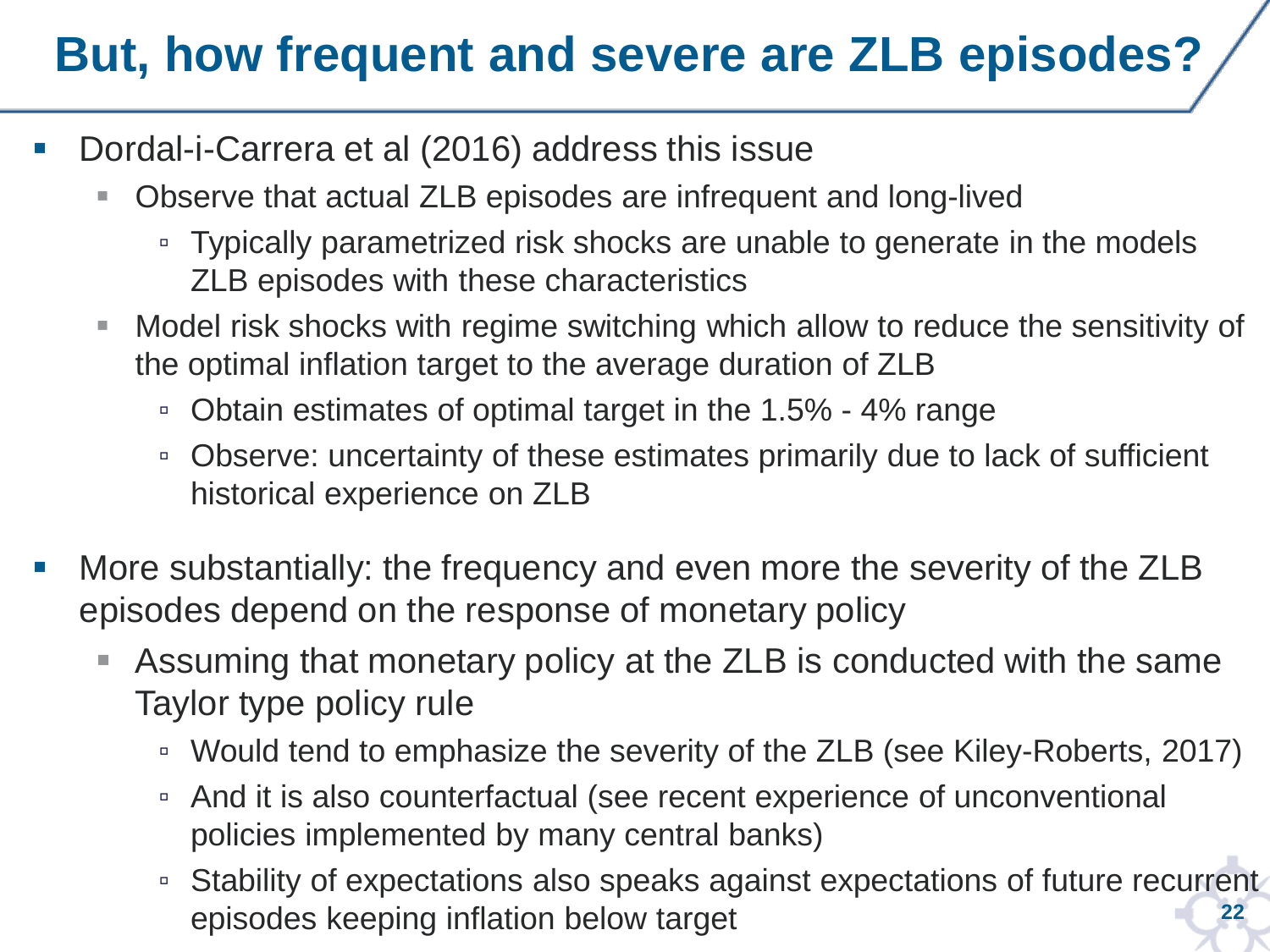# But, how frequent and severe are ZLB episodes?

- Dordal-i-Carrera et al (2016) address this issue
  - Observe that actual ZLB episodes are infrequent and long-lived
    - Typically parametrized risk shocks are unable to generate in the models ZLB episodes with these characteristics
  - Model risk shocks with regime switching which allow to reduce the sensitivity of the optimal inflation target to the average duration of ZLB
    - Obtain estimates of optimal target in the 1.5% - 4% range
    - Observe: uncertainty of these estimates primarily due to lack of sufficient historical experience on ZLB

- More substantially: the frequency and even more the severity of the ZLB episodes depend on the response of monetary policy
  - Assuming that monetary policy at the ZLB is conducted with the same Taylor type policy rule
    - Would tend to emphasize the severity of the ZLB (see Kiley-Roberts, 2017)
    - And it is also counterfactual (see recent experience of unconventional policies implemented by many central banks)
    - Stability of expectations also speaks against expectations of future recurrent episodes keeping inflation below target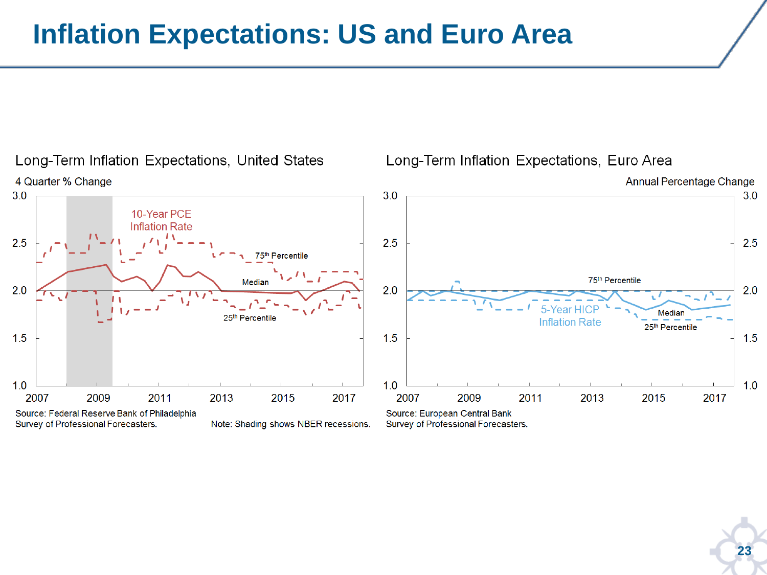# Inflation Expectations: US and Euro Area

## Long-Term Inflation Expectations, United States

4 Quarter % Change

10-Year PCE Inflation Rate

75th Percentile

Median

25th Percentile

Source: Federal Reserve Bank of Philadelphia Survey of Professional Forecasters.

Note: Shading shows NBER recessions.

## Long-Term Inflation Expectations, Euro Area

Annual Percentage Change

5-Year HICP Inflation Rate

75th Percentile

Median

25th Percentile

Source: European Central Bank Survey of Professional Forecasters.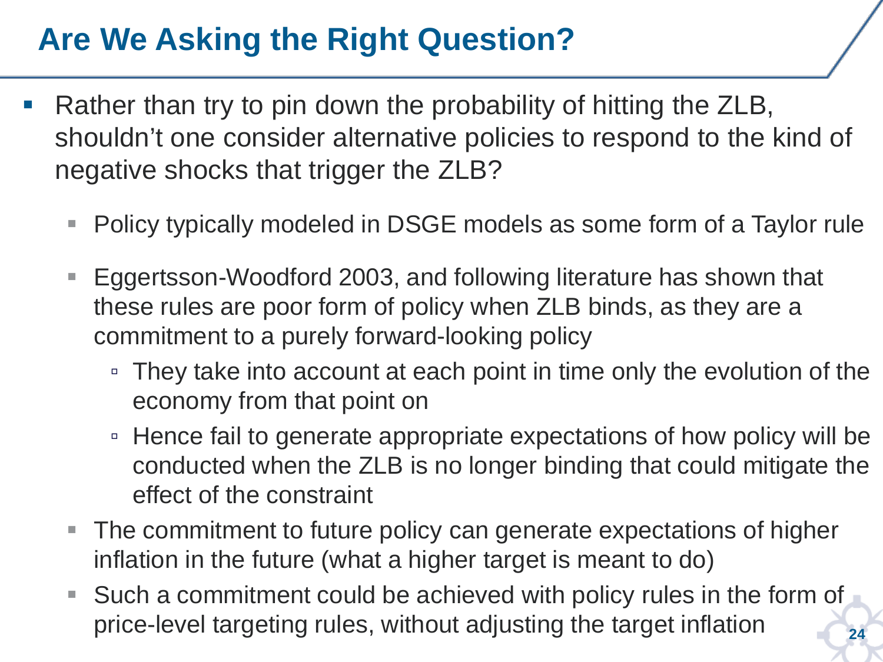# Are We Asking the Right Question?

- Rather than try to pin down the probability of hitting the ZLB, shouldn't one consider alternative policies to respond to the kind of negative shocks that trigger the ZLB?
  - Policy typically modeled in DSGE models as some form of a Taylor rule
  - Eggertsson-Woodford 2003, and following literature has shown that these rules are poor form of policy when ZLB binds, as they are a commitment to a purely forward-looking policy
    - They take into account at each point in time only the evolution of the economy from that point on
    - Hence fail to generate appropriate expectations of how policy will be conducted when the ZLB is no longer binding that could mitigate the effect of the constraint
  - The commitment to future policy can generate expectations of higher inflation in the future (what a higher target is meant to do)
  - Such a commitment could be achieved with policy rules in the form of price-level targeting rules, without adjusting the target inflation